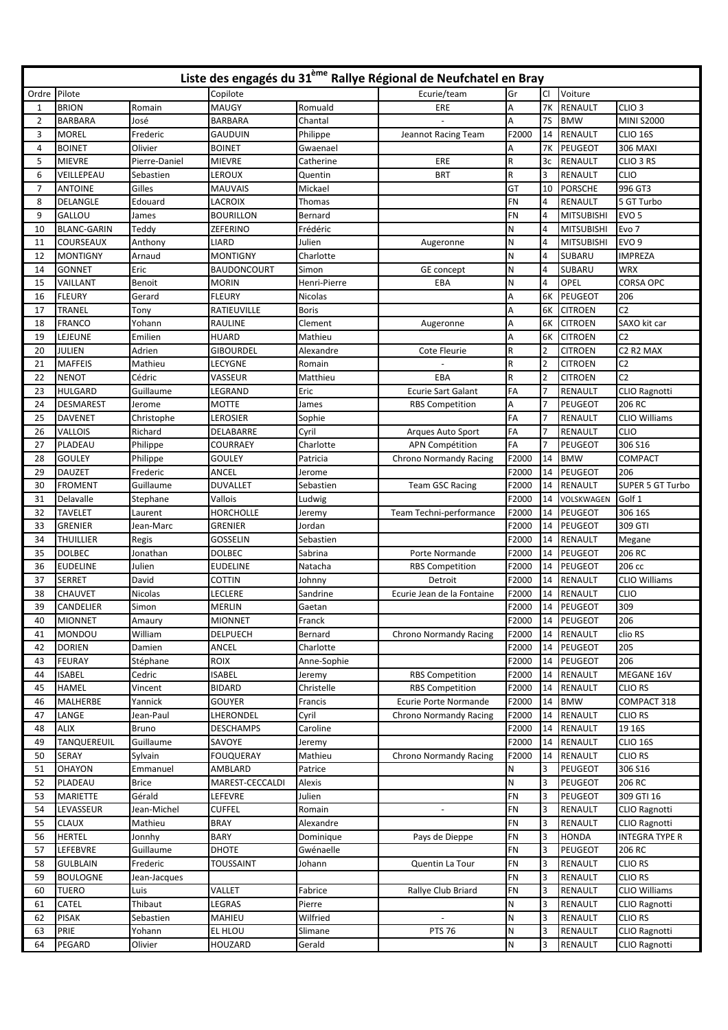# Liste des engagés du 31ème Rallye Régional de Neufchatel en Bray

| Ordre | Pilote | | Copilote | | Ecurie/team | Gr | Cl | Voiture | |
|---|---|---|---|---|---|---|---|---|---|
| 1 | BRION | Romain | MAUGY | Romuald | ERE | A | 7K | RENAULT | CLIO 3 |
| 2 | BARBARA | José | BARBARA | Chantal | - | A | 7S | BMW | MINI S2000 |
| 3 | MOREL | Frederic | GAUDUIN | Philippe | Jeannot Racing Team | F2000 | 14 | RENAULT | CLIO 16S |
| 4 | BOINET | Olivier | BOINET | Gwaenael | | A | 7K | PEUGEOT | 306 MAXI |
| 5 | MIEVRE | Pierre-Daniel | MIEVRE | Catherine | ERE | R | 3c | RENAULT | CLIO 3 RS |
| 6 | VEILLEPEAU | Sebastien | LEROUX | Quentin | BRT | R | 3 | RENAULT | CLIO |
| 7 | ANTOINE | Gilles | MAUVAIS | Mickael | | GT | 10 | PORSCHE | 996 GT3 |
| 8 | DELANGLE | Edouard | LACROIX | Thomas | | FN | 4 | RENAULT | 5 GT Turbo |
| 9 | GALLOU | James | BOURILLON | Bernard | | FN | 4 | MITSUBISHI | EVO 5 |
| 10 | BLANC-GARIN | Teddy | ZEFERINO | Frédéric | | N | 4 | MITSUBISHI | Evo 7 |
| 11 | COURSEAUX | Anthony | LIARD | Julien | Augeronne | N | 4 | MITSUBISHI | EVO 9 |
| 12 | MONTIGNY | Arnaud | MONTIGNY | Charlotte | | N | 4 | SUBARU | IMPREZA |
| 14 | GONNET | Eric | BAUDONCOURT | Simon | GE concept | N | 4 | SUBARU | WRX |
| 15 | VAILLANT | Benoit | MORIN | Henri-Pierre | EBA | N | 4 | OPEL | CORSA OPC |
| 16 | FLEURY | Gerard | FLEURY | Nicolas | | A | 6K | PEUGEOT | 206 |
| 17 | TRANEL | Tony | RATIEUVILLE | Boris | | A | 6K | CITROEN | C2 |
| 18 | FRANCO | Yohann | RAULINE | Clement | Augeronne | A | 6K | CITROEN | SAXO kit car |
| 19 | LEJEUNE | Emilien | HUARD | Mathieu | | A | 6K | CITROEN | C2 |
| 20 | JULIEN | Adrien | GIBOURDEL | Alexandre | Cote Fleurie | R | 2 | CITROEN | C2 R2 MAX |
| 21 | MAFFEIS | Mathieu | LECYGNE | Romain | - | R | 2 | CITROEN | C2 |
| 22 | NENOT | Cédric | VASSEUR | Matthieu | EBA | R | 2 | CITROEN | C2 |
| 23 | HULGARD | Guillaume | LEGRAND | Eric | Ecurie Sart Galant | FA | 7 | RENAULT | CLIO Ragnotti |
| 24 | DESMAREST | Jerome | MOTTE | James | RBS Competition | A | 7 | PEUGEOT | 206 RC |
| 25 | DAVENET | Christophe | LEROSIER | Sophie | | FA | 7 | RENAULT | CLIO Williams |
| 26 | VALLOIS | Richard | DELABARRE | Cyril | Arques Auto Sport | FA | 7 | RENAULT | CLIO |
| 27 | PLADEAU | Philippe | COURRAEY | Charlotte | APN Compétition | FA | 7 | PEUGEOT | 306 S16 |
| 28 | GOULEY | Philippe | GOULEY | Patricia | Chrono Normandy Racing | F2000 | 14 | BMW | COMPACT |
| 29 | DAUZET | Frederic | ANCEL | Jerome | | F2000 | 14 | PEUGEOT | 206 |
| 30 | FROMENT | Guillaume | DUVALLET | Sebastien | Team GSC Racing | F2000 | 14 | RENAULT | SUPER 5 GT Turbo |
| 31 | Delavalle | Stephane | Vallois | Ludwig | | F2000 | 14 | VOLKSWAGEN | Golf 1 |
| 32 | TAVELET | Laurent | HORCHOLLE | Jeremy | Team Techni-performance | F2000 | 14 | PEUGEOT | 306 16S |
| 33 | GRENIER | Jean-Marc | GRENIER | Jordan | | F2000 | 14 | PEUGEOT | 309 GTI |
| 34 | THUILLIER | Regis | GOSSELIN | Sebastien | | F2000 | 14 | RENAULT | Megane |
| 35 | DOLBEC | Jonathan | DOLBEC | Sabrina | Porte Normande | F2000 | 14 | PEUGEOT | 206 RC |
| 36 | EUDELINE | Julien | EUDELINE | Natacha | RBS Competition | F2000 | 14 | PEUGEOT | 206 cc |
| 37 | SERRET | David | COTTIN | Johnny | Detroit | F2000 | 14 | RENAULT | CLIO Williams |
| 38 | CHAUVET | Nicolas | LECLERE | Sandrine | Ecurie Jean de la Fontaine | F2000 | 14 | RENAULT | CLIO |
| 39 | CANDELIER | Simon | MERLIN | Gaetan | | F2000 | 14 | PEUGEOT | 309 |
| 40 | MIONNET | Amaury | MIONNET | Franck | | F2000 | 14 | PEUGEOT | 206 |
| 41 | MONDOU | William | DELPUECH | Bernard | Chrono Normandy Racing | F2000 | 14 | RENAULT | clio RS |
| 42 | DORIEN | Damien | ANCEL | Charlotte | | F2000 | 14 | PEUGEOT | 205 |
| 43 | FEURAY | Stéphane | ROIX | Anne-Sophie | | F2000 | 14 | PEUGEOT | 206 |
| 44 | ISABEL | Cedric | ISABEL | Jeremy | RBS Competition | F2000 | 14 | RENAULT | MEGANE 16V |
| 45 | HAMEL | Vincent | BIDARD | Christelle | RBS Competition | F2000 | 14 | RENAULT | CLIO RS |
| 46 | MALHERBE | Yannick | GOUYER | Francis | Ecurie Porte Normande | F2000 | 14 | BMW | COMPACT 318 |
| 47 | LANGE | Jean-Paul | LHERONDEL | Cyril | Chrono Normandy Racing | F2000 | 14 | RENAULT | CLIO RS |
| 48 | ALIX | Bruno | DESCHAMPS | Caroline | | F2000 | 14 | RENAULT | 19 16S |
| 49 | TANQUEREUIL | Guillaume | SAVOYE | Jeremy | | F2000 | 14 | RENAULT | CLIO 16S |
| 50 | SERAY | Sylvain | FOUQUERAY | Mathieu | Chrono Normandy Racing | F2000 | 14 | RENAULT | CLIO RS |
| 51 | OHAYON | Emmanuel | AMBLARD | Patrice | | N | 3 | PEUGEOT | 306 S16 |
| 52 | PLADEAU | Brice | MAREST-CECCALDI | Alexis | | N | 3 | PEUGEOT | 206 RC |
| 53 | MARIETTE | Gérald | LEFEVRE | Julien | | FN | 3 | PEUGEOT | 309 GTI 16 |
| 54 | LEVASSEUR | Jean-Michel | CUFFEL | Romain | - | FN | 3 | RENAULT | CLIO Ragnotti |
| 55 | CLAUX | Mathieu | BRAY | Alexandre | | FN | 3 | RENAULT | CLIO Ragnotti |
| 56 | HERTEL | Jonnhy | BARY | Dominique | Pays de Dieppe | FN | 3 | HONDA | INTEGRA TYPE R |
| 57 | LEFEBVRE | Guillaume | DHOTE | Gwénaelle | | FN | 3 | PEUGEOT | 206 RC |
| 58 | GULBLAIN | Frederic | TOUSSAINT | Johann | Quentin La Tour | FN | 3 | RENAULT | CLIO RS |
| 59 | BOULOGNE | Jean-Jacques | | | | FN | 3 | RENAULT | CLIO RS |
| 60 | TUERO | Luis | VALLET | Fabrice | Rallye Club Briard | FN | 3 | RENAULT | CLIO Williams |
| 61 | CATEL | Thibaut | LEGRAS | Pierre | | N | 3 | RENAULT | CLIO Ragnotti |
| 62 | PISAK | Sebastien | MAHIEU | Wilfried | - | N | 3 | RENAULT | CLIO RS |
| 63 | PRIE | Yohann | EL HLOU | Slimane | PTS 76 | N | 3 | RENAULT | CLIO Ragnotti |
| 64 | PEGARD | Olivier | HOUZARD | Gerald | | N | 3 | RENAULT | CLIO Ragnotti |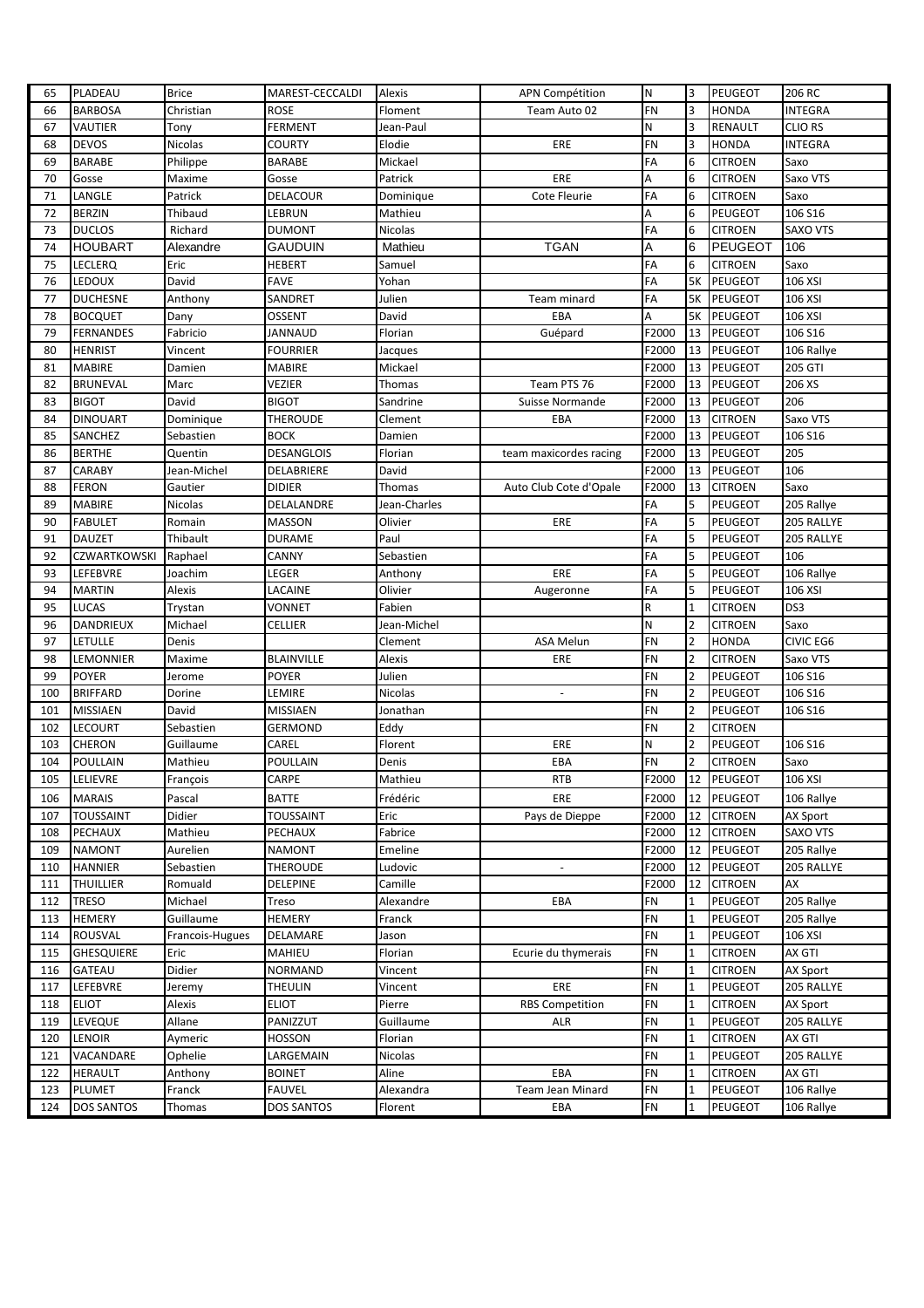| | | | | | | | | | |
|---|---|---|---|---|---|---|---|---|---|
| 65 | PLADEAU | Brice | MAREST-CECCALDI | Alexis | APN Compétition | N | 3 | PEUGEOT | 206 RC |
| 66 | BARBOSA | Christian | ROSE | Floment | Team Auto 02 | FN | 3 | HONDA | INTEGRA |
| 67 | VAUTIER | Tony | FERMENT | Jean-Paul | | N | 3 | RENAULT | CLIO RS |
| 68 | DEVOS | Nicolas | COURTY | Elodie | ERE | FN | 3 | HONDA | INTEGRA |
| 69 | BARABE | Philippe | BARABE | Mickael | | FA | 6 | CITROEN | Saxo |
| 70 | Gosse | Maxime | Gosse | Patrick | ERE | A | 6 | CITROEN | Saxo VTS |
| 71 | LANGLE | Patrick | DELACOUR | Dominique | Cote Fleurie | FA | 6 | CITROEN | Saxo |
| 72 | BERZIN | Thibaud | LEBRUN | Mathieu | | A | 6 | PEUGEOT | 106 S16 |
| 73 | DUCLOS | Richard | DUMONT | Nicolas | | FA | 6 | CITROEN | SAXO VTS |
| 74 | HOUBART | Alexandre | GAUDUIN | Mathieu | TGAN | A | 6 | PEUGEOT | 106 |
| 75 | LECLERQ | Eric | HEBERT | Samuel | | FA | 6 | CITROEN | Saxo |
| 76 | LEDOUX | David | FAVE | Yohan | | FA | 5K | PEUGEOT | 106 XSI |
| 77 | DUCHESNE | Anthony | SANDRET | Julien | Team minard | FA | 5K | PEUGEOT | 106 XSI |
| 78 | BOCQUET | Dany | OSSENT | David | EBA | A | 5K | PEUGEOT | 106 XSI |
| 79 | FERNANDES | Fabricio | JANNAUD | Florian | Guépard | F2000 | 13 | PEUGEOT | 106 S16 |
| 80 | HENRIST | Vincent | FOURRIER | Jacques | | F2000 | 13 | PEUGEOT | 106 Rallye |
| 81 | MABIRE | Damien | MABIRE | Mickael | | F2000 | 13 | PEUGEOT | 205 GTI |
| 82 | BRUNEVAL | Marc | VEZIER | Thomas | Team PTS 76 | F2000 | 13 | PEUGEOT | 206 XS |
| 83 | BIGOT | David | BIGOT | Sandrine | Suisse Normande | F2000 | 13 | PEUGEOT | 206 |
| 84 | DINOUART | Dominique | THEROUDE | Clement | EBA | F2000 | 13 | CITROEN | Saxo VTS |
| 85 | SANCHEZ | Sebastien | BOCK | Damien | | F2000 | 13 | PEUGEOT | 106 S16 |
| 86 | BERTHE | Quentin | DESANGLOIS | Florian | team maxicordes racing | F2000 | 13 | PEUGEOT | 205 |
| 87 | CARABY | Jean-Michel | DELABRIERE | David | | F2000 | 13 | PEUGEOT | 106 |
| 88 | FERON | Gautier | DIDIER | Thomas | Auto Club Cote d'Opale | F2000 | 13 | CITROEN | Saxo |
| 89 | MABIRE | Nicolas | DELALANDRE | Jean-Charles | | FA | 5 | PEUGEOT | 205 Rallye |
| 90 | FABULET | Romain | MASSON | Olivier | ERE | FA | 5 | PEUGEOT | 205 RALLYE |
| 91 | DAUZET | Thibault | DURAME | Paul | | FA | 5 | PEUGEOT | 205 RALLYE |
| 92 | CZWARTKOWSKI | Raphael | CANNY | Sebastien | | FA | 5 | PEUGEOT | 106 |
| 93 | LEFEBVRE | Joachim | LEGER | Anthony | ERE | FA | 5 | PEUGEOT | 106 Rallye |
| 94 | MARTIN | Alexis | LACAINE | Olivier | Augeronne | FA | 5 | PEUGEOT | 106 XSI |
| 95 | LUCAS | Trystan | VONNET | Fabien | | R | 1 | CITROEN | DS3 |
| 96 | DANDRIEUX | Michael | CELLIER | Jean-Michel | | N | 2 | CITROEN | Saxo |
| 97 | LETULLE | Denis | | Clement | ASA Melun | FN | 2 | HONDA | CIVIC EG6 |
| 98 | LEMONNIER | Maxime | BLAINVILLE | Alexis | ERE | FN | 2 | CITROEN | Saxo VTS |
| 99 | POYER | Jerome | POYER | Julien | | FN | 2 | PEUGEOT | 106 S16 |
| 100 | BRIFFARD | Dorine | LEMIRE | Nicolas | - | FN | 2 | PEUGEOT | 106 S16 |
| 101 | MISSIAEN | David | MISSIAEN | Jonathan | | FN | 2 | PEUGEOT | 106 S16 |
| 102 | LECOURT | Sebastien | GERMOND | Eddy | | FN | 2 | CITROEN | |
| 103 | CHERON | Guillaume | CAREL | Florent | ERE | N | 2 | PEUGEOT | 106 S16 |
| 104 | POULLAIN | Mathieu | POULLAIN | Denis | EBA | FN | 2 | CITROEN | Saxo |
| 105 | LELIEVRE | François | CARPE | Mathieu | RTB | F2000 | 12 | PEUGEOT | 106 XSI |
| 106 | MARAIS | Pascal | BATTE | Frédéric | ERE | F2000 | 12 | PEUGEOT | 106 Rallye |
| 107 | TOUSSAINT | Didier | TOUSSAINT | Eric | Pays de Dieppe | F2000 | 12 | CITROEN | AX Sport |
| 108 | PECHAUX | Mathieu | PECHAUX | Fabrice | | F2000 | 12 | CITROEN | SAXO VTS |
| 109 | NAMONT | Aurelien | NAMONT | Emeline | | F2000 | 12 | PEUGEOT | 205 Rallye |
| 110 | HANNIER | Sebastien | THEROUDE | Ludovic | - | F2000 | 12 | PEUGEOT | 205 RALLYE |
| 111 | THUILLIER | Romuald | DELEPINE | Camille | | F2000 | 12 | CITROEN | AX |
| 112 | TRESO | Michael | Treso | Alexandre | EBA | FN | 1 | PEUGEOT | 205 Rallye |
| 113 | HEMERY | Guillaume | HEMERY | Franck | | FN | 1 | PEUGEOT | 205 Rallye |
| 114 | ROUSVAL | Francois-Hugues | DELAMARE | Jason | | FN | 1 | PEUGEOT | 106 XSI |
| 115 | GHESQUIERE | Eric | MAHIEU | Florian | Ecurie du thymerais | FN | 1 | CITROEN | AX GTI |
| 116 | GATEAU | Didier | NORMAND | Vincent | | FN | 1 | CITROEN | AX Sport |
| 117 | LEFEBVRE | Jeremy | THEULIN | Vincent | ERE | FN | 1 | PEUGEOT | 205 RALLYE |
| 118 | ELIOT | Alexis | ELIOT | Pierre | RBS Competition | FN | 1 | CITROEN | AX Sport |
| 119 | LEVEQUE | Allane | PANIZZUT | Guillaume | ALR | FN | 1 | PEUGEOT | 205 RALLYE |
| 120 | LENOIR | Aymeric | HOSSON | Florian | | FN | 1 | CITROEN | AX GTI |
| 121 | VACANDARE | Ophelie | LARGEMAIN | Nicolas | | FN | 1 | PEUGEOT | 205 RALLYE |
| 122 | HERAULT | Anthony | BOINET | Aline | EBA | FN | 1 | CITROEN | AX GTI |
| 123 | PLUMET | Franck | FAUVEL | Alexandra | Team Jean Minard | FN | 1 | PEUGEOT | 106 Rallye |
| 124 | DOS SANTOS | Thomas | DOS SANTOS | Florent | EBA | FN | 1 | PEUGEOT | 106 Rallye |